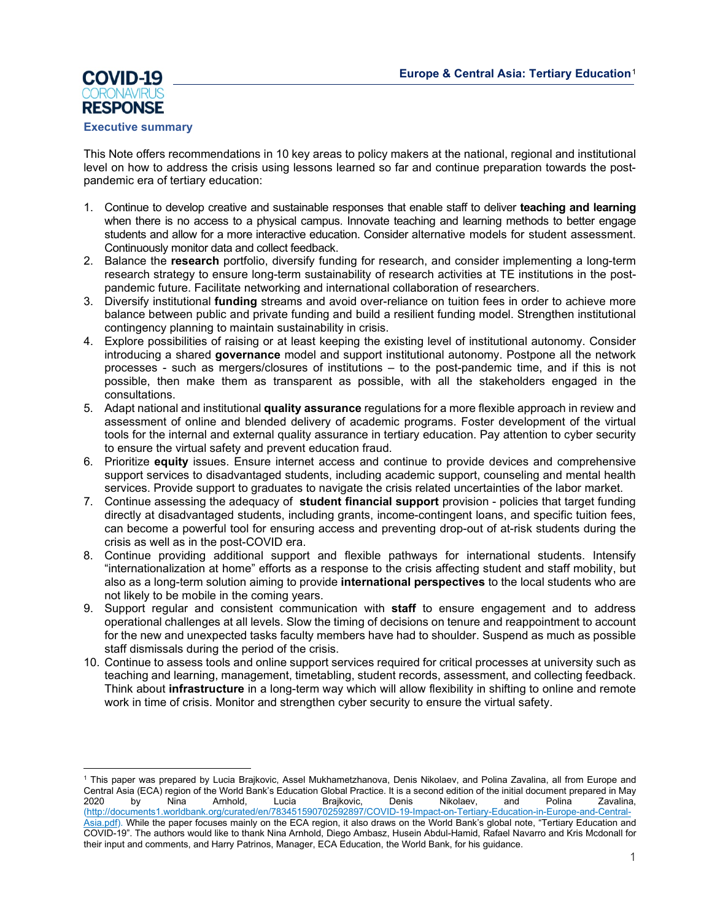**COVID-19 CORONAVIRUS RESPONSE**

# Europe & Central Asia: Tertiary Education[1]

## Executive summary

This Note offers recommendations in 10 key areas to policy makers at the national, regional and institutional level on how to address the crisis using lessons learned so far and continue preparation towards the post-pandemic era of tertiary education:

1. Continue to develop creative and sustainable responses that enable staff to deliver **teaching and learning** when there is no access to a physical campus. Innovate teaching and learning methods to better engage students and allow for a more interactive education. Consider alternative models for student assessment. Continuously monitor data and collect feedback.
2. Balance the **research** portfolio, diversify funding for research, and consider implementing a long-term research strategy to ensure long-term sustainability of research activities at TE institutions in the post-pandemic future. Facilitate networking and international collaboration of researchers.
3. Diversify institutional **funding** streams and avoid over-reliance on tuition fees in order to achieve more balance between public and private funding and build a resilient funding model. Strengthen institutional contingency planning to maintain sustainability in crisis.
4. Explore possibilities of raising or at least keeping the existing level of institutional autonomy. Consider introducing a shared **governance** model and support institutional autonomy. Postpone all the network processes - such as mergers/closures of institutions – to the post-pandemic time, and if this is not possible, then make them as transparent as possible, with all the stakeholders engaged in the consultations.
5. Adapt national and institutional **quality assurance** regulations for a more flexible approach in review and assessment of online and blended delivery of academic programs. Foster development of the virtual tools for the internal and external quality assurance in tertiary education. Pay attention to cyber security to ensure the virtual safety and prevent education fraud.
6. Prioritize **equity** issues. Ensure internet access and continue to provide devices and comprehensive support services to disadvantaged students, including academic support, counseling and mental health services. Provide support to graduates to navigate the crisis related uncertainties of the labor market.
7. Continue assessing the adequacy of **student financial support** provision - policies that target funding directly at disadvantaged students, including grants, income-contingent loans, and specific tuition fees, can become a powerful tool for ensuring access and preventing drop-out of at-risk students during the crisis as well as in the post-COVID era.
8. Continue providing additional support and flexible pathways for international students. Intensify "internationalization at home" efforts as a response to the crisis affecting student and staff mobility, but also as a long-term solution aiming to provide **international perspectives** to the local students who are not likely to be mobile in the coming years.
9. Support regular and consistent communication with **staff** to ensure engagement and to address operational challenges at all levels. Slow the timing of decisions on tenure and reappointment to account for the new and unexpected tasks faculty members have had to shoulder. Suspend as much as possible staff dismissals during the period of the crisis.
10. Continue to assess tools and online support services required for critical processes at university such as teaching and learning, management, timetabling, student records, assessment, and collecting feedback. Think about **infrastructure** in a long-term way which will allow flexibility in shifting to online and remote work in time of crisis. Monitor and strengthen cyber security to ensure the virtual safety.

---

[1] This paper was prepared by Lucia Brajkovic, Assel Mukhametzhanova, Denis Nikolaev, and Polina Zavalina, all from Europe and Central Asia (ECA) region of the World Bank's Education Global Practice. It is a second edition of the initial document prepared in May 2020 by Nina Arnhold, Lucia Brajkovic, Denis Nikolaev, and Polina Zavalina, (http://documents1.worldbank.org/curated/en/783451590702592897/COVID-19-Impact-on-Tertiary-Education-in-Europe-and-Central-Asia.pdf). While the paper focuses mainly on the ECA region, it also draws on the World Bank's global note, "Tertiary Education and COVID-19". The authors would like to thank Nina Arnhold, Diego Ambasz, Husein Abdul-Hamid, Rafael Navarro and Kris Mcdonall for their input and comments, and Harry Patrinos, Manager, ECA Education, the World Bank, for his guidance.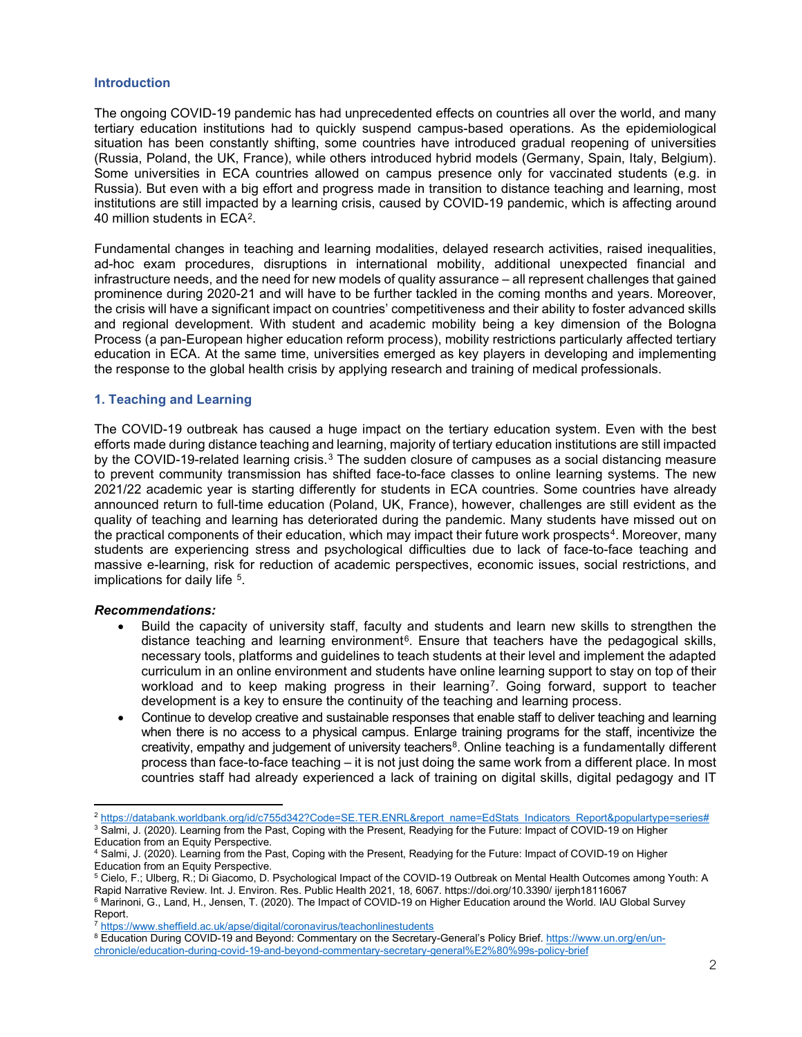## Introduction

The ongoing COVID-19 pandemic has had unprecedented effects on countries all over the world, and many tertiary education institutions had to quickly suspend campus-based operations. As the epidemiological situation has been constantly shifting, some countries have introduced gradual reopening of universities (Russia, Poland, the UK, France), while others introduced hybrid models (Germany, Spain, Italy, Belgium). Some universities in ECA countries allowed on campus presence only for vaccinated students (e.g. in Russia). But even with a big effort and progress made in transition to distance teaching and learning, most institutions are still impacted by a learning crisis, caused by COVID-19 pandemic, which is affecting around 40 million students in ECA[2].

Fundamental changes in teaching and learning modalities, delayed research activities, raised inequalities, ad-hoc exam procedures, disruptions in international mobility, additional unexpected financial and infrastructure needs, and the need for new models of quality assurance – all represent challenges that gained prominence during 2020-21 and will have to be further tackled in the coming months and years. Moreover, the crisis will have a significant impact on countries' competitiveness and their ability to foster advanced skills and regional development. With student and academic mobility being a key dimension of the Bologna Process (a pan-European higher education reform process), mobility restrictions particularly affected tertiary education in ECA. At the same time, universities emerged as key players in developing and implementing the response to the global health crisis by applying research and training of medical professionals.

## 1. Teaching and Learning

The COVID-19 outbreak has caused a huge impact on the tertiary education system. Even with the best efforts made during distance teaching and learning, majority of tertiary education institutions are still impacted by the COVID-19-related learning crisis.[3] The sudden closure of campuses as a social distancing measure to prevent community transmission has shifted face-to-face classes to online learning systems. The new 2021/22 academic year is starting differently for students in ECA countries. Some countries have already announced return to full-time education (Poland, UK, France), however, challenges are still evident as the quality of teaching and learning has deteriorated during the pandemic. Many students have missed out on the practical components of their education, which may impact their future work prospects[4]. Moreover, many students are experiencing stress and psychological difficulties due to lack of face-to-face teaching and massive e-learning, risk for reduction of academic perspectives, economic issues, social restrictions, and implications for daily life [5].

***Recommendations:***

- Build the capacity of university staff, faculty and students and learn new skills to strengthen the distance teaching and learning environment[6]. Ensure that teachers have the pedagogical skills, necessary tools, platforms and guidelines to teach students at their level and implement the adapted curriculum in an online environment and students have online learning support to stay on top of their workload and to keep making progress in their learning[7]. Going forward, support to teacher development is a key to ensure the continuity of the teaching and learning process.
- Continue to develop creative and sustainable responses that enable staff to deliver teaching and learning when there is no access to a physical campus. Enlarge training programs for the staff, incentivize the creativity, empathy and judgement of university teachers[8]. Online teaching is a fundamentally different process than face-to-face teaching – it is not just doing the same work from a different place. In most countries staff had already experienced a lack of training on digital skills, digital pedagogy and IT

[2] https://databank.worldbank.org/id/c755d342?Code=SE.TER.ENRL&report_name=EdStats_Indicators_Report&populartype=series#

[3] Salmi, J. (2020). Learning from the Past, Coping with the Present, Readying for the Future: Impact of COVID-19 on Higher Education from an Equity Perspective.

[4] Salmi, J. (2020). Learning from the Past, Coping with the Present, Readying for the Future: Impact of COVID-19 on Higher Education from an Equity Perspective.

[5] Cielo, F.; Ulberg, R.; Di Giacomo, D. Psychological Impact of the COVID-19 Outbreak on Mental Health Outcomes among Youth: A Rapid Narrative Review. Int. J. Environ. Res. Public Health 2021, 18, 6067. https://doi.org/10.3390/ ijerph18116067

[6] Marinoni, G., Land, H., Jensen, T. (2020). The Impact of COVID-19 on Higher Education around the World. IAU Global Survey Report.

[7] https://www.sheffield.ac.uk/apse/digital/coronavirus/teachonlinestudents

[8] Education During COVID-19 and Beyond: Commentary on the Secretary-General's Policy Brief. https://www.un.org/en/un-chronicle/education-during-covid-19-and-beyond-commentary-secretary-general%E2%80%99s-policy-brief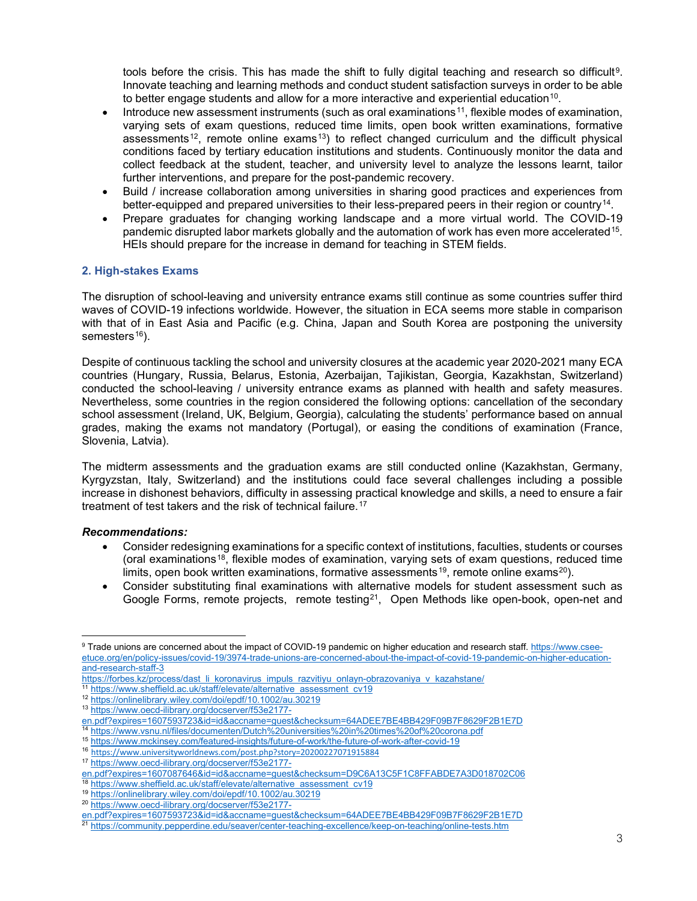tools before the crisis. This has made the shift to fully digital teaching and research so difficult[9]. Innovate teaching and learning methods and conduct student satisfaction surveys in order to be able to better engage students and allow for a more interactive and experiential education[10].

- Introduce new assessment instruments (such as oral examinations[11], flexible modes of examination, varying sets of exam questions, reduced time limits, open book written examinations, formative assessments[12], remote online exams[13]) to reflect changed curriculum and the difficult physical conditions faced by tertiary education institutions and students. Continuously monitor the data and collect feedback at the student, teacher, and university level to analyze the lessons learnt, tailor further interventions, and prepare for the post-pandemic recovery.
- Build / increase collaboration among universities in sharing good practices and experiences from better-equipped and prepared universities to their less-prepared peers in their region or country[14].
- Prepare graduates for changing working landscape and a more virtual world. The COVID-19 pandemic disrupted labor markets globally and the automation of work has even more accelerated[15]. HEIs should prepare for the increase in demand for teaching in STEM fields.

## 2. High-stakes Exams

The disruption of school-leaving and university entrance exams still continue as some countries suffer third waves of COVID-19 infections worldwide. However, the situation in ECA seems more stable in comparison with that of in East Asia and Pacific (e.g. China, Japan and South Korea are postponing the university semesters[16]).

Despite of continuous tackling the school and university closures at the academic year 2020-2021 many ECA countries (Hungary, Russia, Belarus, Estonia, Azerbaijan, Tajikistan, Georgia, Kazakhstan, Switzerland) conducted the school-leaving / university entrance exams as planned with health and safety measures. Nevertheless, some countries in the region considered the following options: cancellation of the secondary school assessment (Ireland, UK, Belgium, Georgia), calculating the students' performance based on annual grades, making the exams not mandatory (Portugal), or easing the conditions of examination (France, Slovenia, Latvia).

The midterm assessments and the graduation exams are still conducted online (Kazakhstan, Germany, Kyrgyzstan, Italy, Switzerland) and the institutions could face several challenges including a possible increase in dishonest behaviors, difficulty in assessing practical knowledge and skills, a need to ensure a fair treatment of test takers and the risk of technical failure.[17]

***Recommendations:***

- Consider redesigning examinations for a specific context of institutions, faculties, students or courses (oral examinations[18], flexible modes of examination, varying sets of exam questions, reduced time limits, open book written examinations, formative assessments[19], remote online exams[20]).
- Consider substituting final examinations with alternative models for student assessment such as Google Forms, remote projects, remote testing[21], Open Methods like open-book, open-net and

---

[9] Trade unions are concerned about the impact of COVID-19 pandemic on higher education and research staff. https://www.csee-etuce.org/en/policy-issues/covid-19/3974-trade-unions-are-concerned-about-the-impact-of-covid-19-pandemic-on-higher-education-and-research-staff-3

https://forbes.kz/process/dast_li_koronavirus_impuls_razvitiyu_onlayn-obrazovaniya_v_kazahstane/

[11] https://www.sheffield.ac.uk/staff/elevate/alternative_assessment_cv19

[12] https://onlinelibrary.wiley.com/doi/epdf/10.1002/au.30219

[13] https://www.oecd-ilibrary.org/docserver/f53e2177-en.pdf?expires=1607593723&id=id&accname=guest&checksum=64ADEE7BE4BB429F09B7F8629F2B1E7D

[14] https://www.vsnu.nl/files/documenten/Dutch%20universities%20in%20times%20of%20corona.pdf

[15] https://www.mckinsey.com/featured-insights/future-of-work/the-future-of-work-after-covid-19

[16] https://www.universityworldnews.com/post.php?story=20200227071915884

[17] https://www.oecd-ilibrary.org/docserver/f53e2177-en.pdf?expires=1607087646&id=id&accname=guest&checksum=D9C6A13C5F1C8FFABDE7A3D018702C06

[18] https://www.sheffield.ac.uk/staff/elevate/alternative_assessment_cv19

[19] https://onlinelibrary.wiley.com/doi/epdf/10.1002/au.30219

[20] https://www.oecd-ilibrary.org/docserver/f53e2177-en.pdf?expires=1607593723&id=id&accname=guest&checksum=64ADEE7BE4BB429F09B7F8629F2B1E7D

[21] https://community.pepperdine.edu/seaver/center-teaching-excellence/keep-on-teaching/online-tests.htm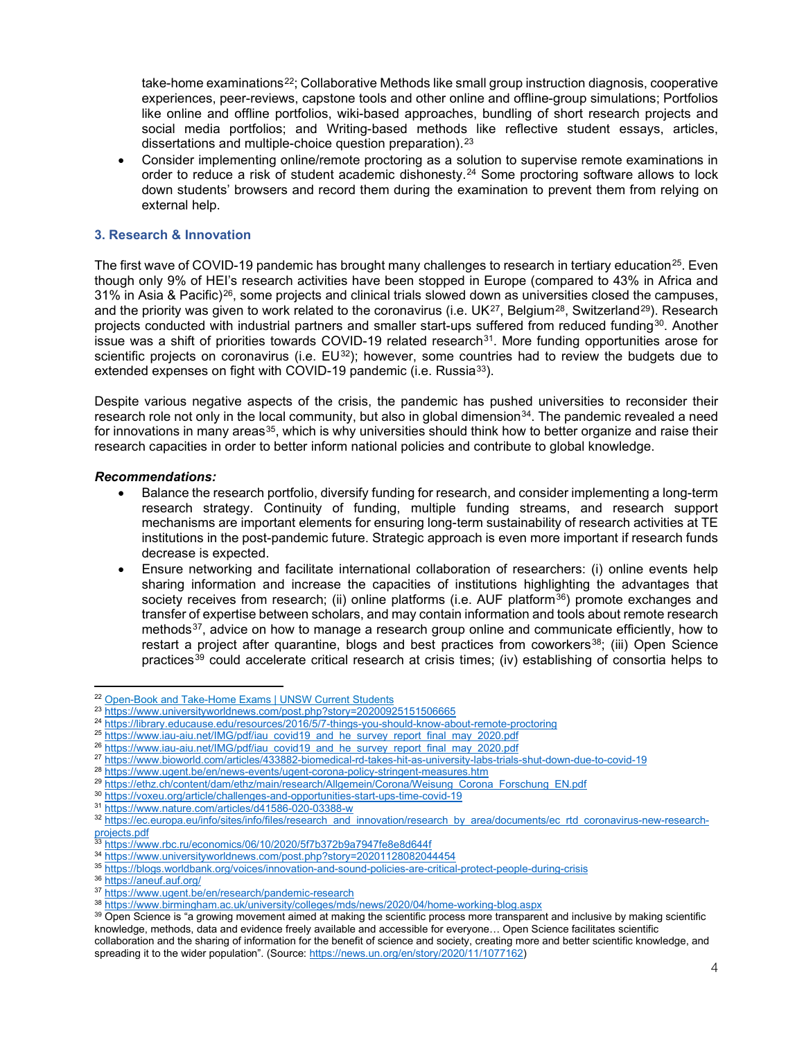take-home examinations[22]; Collaborative Methods like small group instruction diagnosis, cooperative experiences, peer-reviews, capstone tools and other online and offline-group simulations; Portfolios like online and offline portfolios, wiki-based approaches, bundling of short research projects and social media portfolios; and Writing-based methods like reflective student essays, articles, dissertations and multiple-choice question preparation).[23]

- Consider implementing online/remote proctoring as a solution to supervise remote examinations in order to reduce a risk of student academic dishonesty.[24] Some proctoring software allows to lock down students' browsers and record them during the examination to prevent them from relying on external help.

### 3. Research & Innovation

The first wave of COVID-19 pandemic has brought many challenges to research in tertiary education[25]. Even though only 9% of HEI's research activities have been stopped in Europe (compared to 43% in Africa and 31% in Asia & Pacific)[26], some projects and clinical trials slowed down as universities closed the campuses, and the priority was given to work related to the coronavirus (i.e. UK[27], Belgium[28], Switzerland[29]). Research projects conducted with industrial partners and smaller start-ups suffered from reduced funding[30]. Another issue was a shift of priorities towards COVID-19 related research[31]. More funding opportunities arose for scientific projects on coronavirus (i.e. EU[32]); however, some countries had to review the budgets due to extended expenses on fight with COVID-19 pandemic (i.e. Russia[33]).

Despite various negative aspects of the crisis, the pandemic has pushed universities to reconsider their research role not only in the local community, but also in global dimension[34]. The pandemic revealed a need for innovations in many areas[35], which is why universities should think how to better organize and raise their research capacities in order to better inform national policies and contribute to global knowledge.

***Recommendations:***

- Balance the research portfolio, diversify funding for research, and consider implementing a long-term research strategy. Continuity of funding, multiple funding streams, and research support mechanisms are important elements for ensuring long-term sustainability of research activities at TE institutions in the post-pandemic future. Strategic approach is even more important if research funds decrease is expected.
- Ensure networking and facilitate international collaboration of researchers: (i) online events help sharing information and increase the capacities of institutions highlighting the advantages that society receives from research; (ii) online platforms (i.e. AUF platform[36]) promote exchanges and transfer of expertise between scholars, and may contain information and tools about remote research methods[37], advice on how to manage a research group online and communicate efficiently, how to restart a project after quarantine, blogs and best practices from coworkers[38]; (iii) Open Science practices[39] could accelerate critical research at crisis times; (iv) establishing of consortia helps to

---

[22] Open-Book and Take-Home Exams | UNSW Current Students
[23] https://www.universityworldnews.com/post.php?story=20200925151506665
[24] https://library.educause.edu/resources/2016/5/7-things-you-should-know-about-remote-proctoring
[25] https://www.iau-aiu.net/IMG/pdf/iau_covid19_and_he_survey_report_final_may_2020.pdf
[26] https://www.iau-aiu.net/IMG/pdf/iau_covid19_and_he_survey_report_final_may_2020.pdf
[27] https://www.bioworld.com/articles/433882-biomedical-rd-takes-hit-as-university-labs-trials-shut-down-due-to-covid-19
[28] https://www.ugent.be/en/news-events/ugent-corona-policy-stringent-measures.htm
[29] https://ethz.ch/content/dam/ethz/main/research/Allgemein/Corona/Weisung_Corona_Forschung_EN.pdf
[30] https://voxeu.org/article/challenges-and-opportunities-start-ups-time-covid-19
[31] https://www.nature.com/articles/d41586-020-03388-w
[32] https://ec.europa.eu/info/sites/info/files/research_and_innovation/research_by_area/documents/ec_rtd_coronavirus-new-research-projects.pdf
[33] https://www.rbc.ru/economics/06/10/2020/5f7b372b9a7947fe8e8d644f
[34] https://www.universityworldnews.com/post.php?story=20201128082044454
[35] https://blogs.worldbank.org/voices/innovation-and-sound-policies-are-critical-protect-people-during-crisis
[36] https://aneuf.auf.org/
[37] https://www.ugent.be/en/research/pandemic-research
[38] https://www.birmingham.ac.uk/university/colleges/mds/news/2020/04/home-working-blog.aspx
[39] Open Science is "a growing movement aimed at making the scientific process more transparent and inclusive by making scientific knowledge, methods, data and evidence freely available and accessible for everyone… Open Science facilitates scientific collaboration and the sharing of information for the benefit of science and society, creating more and better scientific knowledge, and spreading it to the wider population". (Source: https://news.un.org/en/story/2020/11/1077162)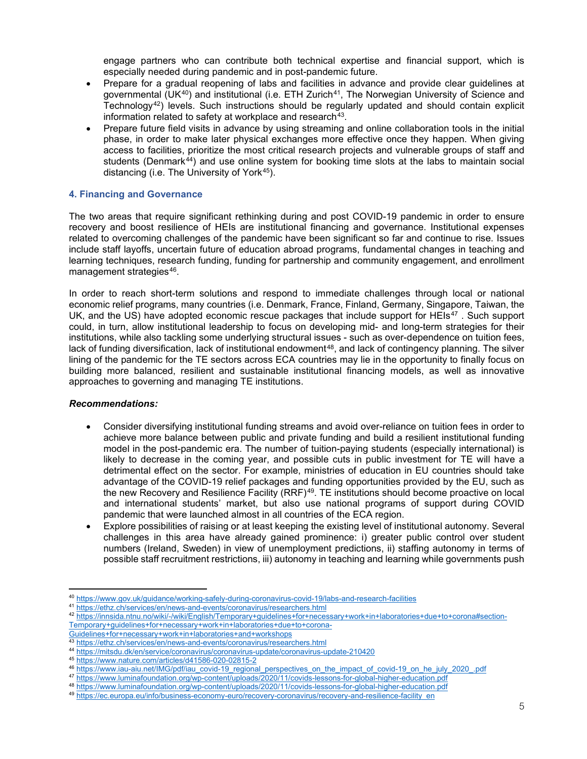engage partners who can contribute both technical expertise and financial support, which is especially needed during pandemic and in post-pandemic future.

- Prepare for a gradual reopening of labs and facilities in advance and provide clear guidelines at governmental (UK[40]) and institutional (i.e. ETH Zurich[41], The Norwegian University of Science and Technology[42]) levels. Such instructions should be regularly updated and should contain explicit information related to safety at workplace and research[43].
- Prepare future field visits in advance by using streaming and online collaboration tools in the initial phase, in order to make later physical exchanges more effective once they happen. When giving access to facilities, prioritize the most critical research projects and vulnerable groups of staff and students (Denmark[44]) and use online system for booking time slots at the labs to maintain social distancing (i.e. The University of York[45]).

### 4. Financing and Governance

The two areas that require significant rethinking during and post COVID-19 pandemic in order to ensure recovery and boost resilience of HEIs are institutional financing and governance. Institutional expenses related to overcoming challenges of the pandemic have been significant so far and continue to rise. Issues include staff layoffs, uncertain future of education abroad programs, fundamental changes in teaching and learning techniques, research funding, funding for partnership and community engagement, and enrollment management strategies[46].

In order to reach short-term solutions and respond to immediate challenges through local or national economic relief programs, many countries (i.e. Denmark, France, Finland, Germany, Singapore, Taiwan, the UK, and the US) have adopted economic rescue packages that include support for HEIs[47] . Such support could, in turn, allow institutional leadership to focus on developing mid- and long-term strategies for their institutions, while also tackling some underlying structural issues - such as over-dependence on tuition fees, lack of funding diversification, lack of institutional endowment[48], and lack of contingency planning. The silver lining of the pandemic for the TE sectors across ECA countries may lie in the opportunity to finally focus on building more balanced, resilient and sustainable institutional financing models, as well as innovative approaches to governing and managing TE institutions.

***Recommendations:***

- Consider diversifying institutional funding streams and avoid over-reliance on tuition fees in order to achieve more balance between public and private funding and build a resilient institutional funding model in the post-pandemic era. The number of tuition-paying students (especially international) is likely to decrease in the coming year, and possible cuts in public investment for TE will have a detrimental effect on the sector. For example, ministries of education in EU countries should take advantage of the COVID-19 relief packages and funding opportunities provided by the EU, such as the new Recovery and Resilience Facility (RRF)[49]. TE institutions should become proactive on local and international students' market, but also use national programs of support during COVID pandemic that were launched almost in all countries of the ECA region.
- Explore possibilities of raising or at least keeping the existing level of institutional autonomy. Several challenges in this area have already gained prominence: i) greater public control over student numbers (Ireland, Sweden) in view of unemployment predictions, ii) staffing autonomy in terms of possible staff recruitment restrictions, iii) autonomy in teaching and learning while governments push

---

[40] https://www.gov.uk/guidance/working-safely-during-coronavirus-covid-19/labs-and-research-facilities
[41] https://ethz.ch/services/en/news-and-events/coronavirus/researchers.html
[42] https://innsida.ntnu.no/wiki/-/wiki/English/Temporary+guidelines+for+necessary+work+in+laboratories+due+to+corona#section-Temporary+guidelines+for+necessary+work+in+laboratories+due+to+corona-Guidelines+for+necessary+work+in+laboratories+and+workshops
[43] https://ethz.ch/services/en/news-and-events/coronavirus/researchers.html
[44] https://mitsdu.dk/en/service/coronavirus/coronavirus-update/coronavirus-update-210420
[45] https://www.nature.com/articles/d41586-020-02815-2
[46] https://www.iau-aiu.net/IMG/pdf/iau_covid-19_regional_perspectives_on_the_impact_of_covid-19_on_he_july_2020_.pdf
[47] https://www.luminafoundation.org/wp-content/uploads/2020/11/covids-lessons-for-global-higher-education.pdf
[48] https://www.luminafoundation.org/wp-content/uploads/2020/11/covids-lessons-for-global-higher-education.pdf
[49] https://ec.europa.eu/info/business-economy-euro/recovery-coronavirus/recovery-and-resilience-facility_en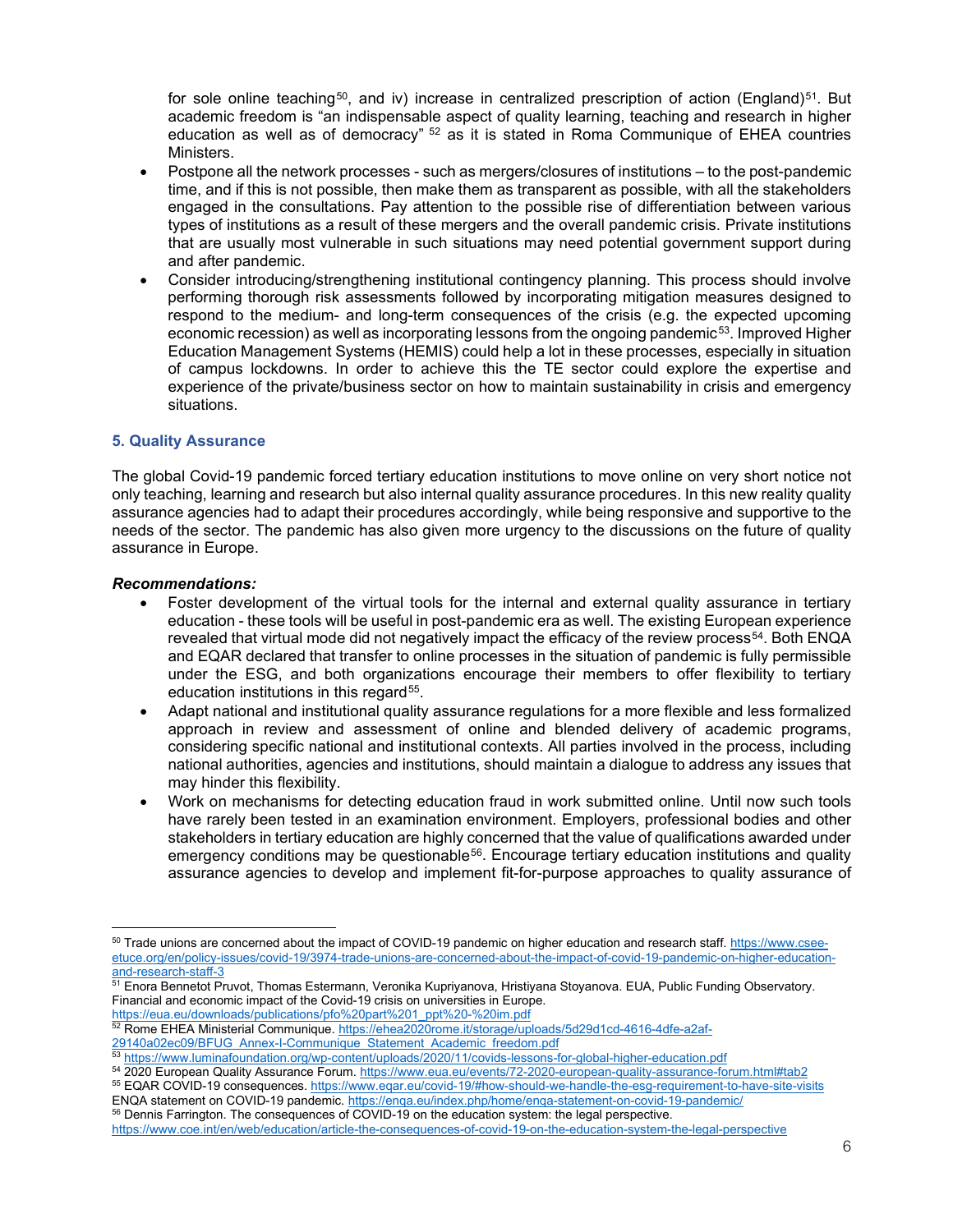for sole online teaching[50], and iv) increase in centralized prescription of action (England)[51]. But academic freedom is "an indispensable aspect of quality learning, teaching and research in higher education as well as of democracy" [52] as it is stated in Roma Communique of EHEA countries Ministers.

- Postpone all the network processes - such as mergers/closures of institutions – to the post-pandemic time, and if this is not possible, then make them as transparent as possible, with all the stakeholders engaged in the consultations. Pay attention to the possible rise of differentiation between various types of institutions as a result of these mergers and the overall pandemic crisis. Private institutions that are usually most vulnerable in such situations may need potential government support during and after pandemic.
- Consider introducing/strengthening institutional contingency planning. This process should involve performing thorough risk assessments followed by incorporating mitigation measures designed to respond to the medium- and long-term consequences of the crisis (e.g. the expected upcoming economic recession) as well as incorporating lessons from the ongoing pandemic[53]. Improved Higher Education Management Systems (HEMIS) could help a lot in these processes, especially in situation of campus lockdowns. In order to achieve this the TE sector could explore the expertise and experience of the private/business sector on how to maintain sustainability in crisis and emergency situations.

## 5. Quality Assurance

The global Covid-19 pandemic forced tertiary education institutions to move online on very short notice not only teaching, learning and research but also internal quality assurance procedures. In this new reality quality assurance agencies had to adapt their procedures accordingly, while being responsive and supportive to the needs of the sector. The pandemic has also given more urgency to the discussions on the future of quality assurance in Europe.

***Recommendations:***

- Foster development of the virtual tools for the internal and external quality assurance in tertiary education - these tools will be useful in post-pandemic era as well. The existing European experience revealed that virtual mode did not negatively impact the efficacy of the review process[54]. Both ENQA and EQAR declared that transfer to online processes in the situation of pandemic is fully permissible under the ESG, and both organizations encourage their members to offer flexibility to tertiary education institutions in this regard[55].
- Adapt national and institutional quality assurance regulations for a more flexible and less formalized approach in review and assessment of online and blended delivery of academic programs, considering specific national and institutional contexts. All parties involved in the process, including national authorities, agencies and institutions, should maintain a dialogue to address any issues that may hinder this flexibility.
- Work on mechanisms for detecting education fraud in work submitted online. Until now such tools have rarely been tested in an examination environment. Employers, professional bodies and other stakeholders in tertiary education are highly concerned that the value of qualifications awarded under emergency conditions may be questionable[56]. Encourage tertiary education institutions and quality assurance agencies to develop and implement fit-for-purpose approaches to quality assurance of

---

[50] Trade unions are concerned about the impact of COVID-19 pandemic on higher education and research staff. https://www.csee-etuce.org/en/policy-issues/covid-19/3974-trade-unions-are-concerned-about-the-impact-of-covid-19-pandemic-on-higher-education-and-research-staff-3

[51] Enora Bennetot Pruvot, Thomas Estermann, Veronika Kupriyanova, Hristiyana Stoyanova. EUA, Public Funding Observatory. Financial and economic impact of the Covid-19 crisis on universities in Europe. https://eua.eu/downloads/publications/pfo%20part%201_ppt%20-%20im.pdf

[52] Rome EHEA Ministerial Communique. https://ehea2020rome.it/storage/uploads/5d29d1cd-4616-4dfe-a2af-29140a02ec09/BFUG_Annex-I-Communique_Statement_Academic_freedom.pdf

[53] https://www.luminafoundation.org/wp-content/uploads/2020/11/covids-lessons-for-global-higher-education.pdf

[54] 2020 European Quality Assurance Forum. https://www.eua.eu/events/72-2020-european-quality-assurance-forum.html#tab2

[55] EQAR COVID-19 consequences. https://www.eqar.eu/covid-19/#how-should-we-handle-the-esg-requirement-to-have-site-visits
ENQA statement on COVID-19 pandemic. https://enqa.eu/index.php/home/enqa-statement-on-covid-19-pandemic/

[56] Dennis Farrington. The consequences of COVID-19 on the education system: the legal perspective. https://www.coe.int/en/web/education/article-the-consequences-of-covid-19-on-the-education-system-the-legal-perspective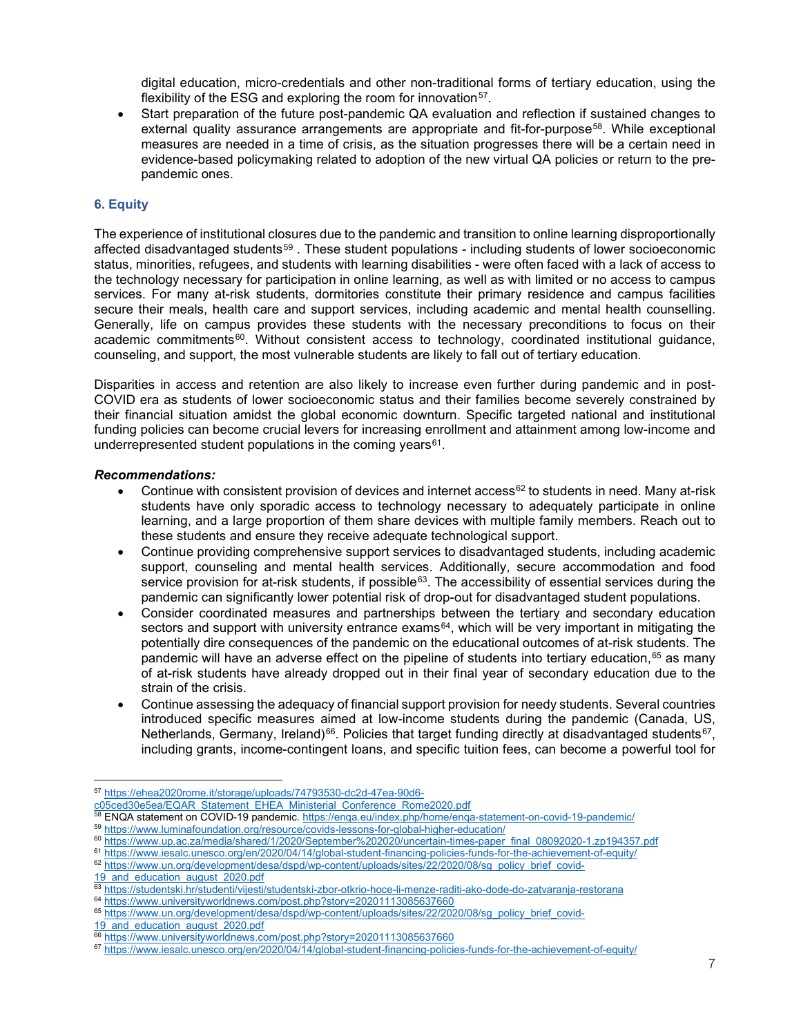digital education, micro-credentials and other non-traditional forms of tertiary education, using the flexibility of the ESG and exploring the room for innovation[57].

- Start preparation of the future post-pandemic QA evaluation and reflection if sustained changes to external quality assurance arrangements are appropriate and fit-for-purpose[58]. While exceptional measures are needed in a time of crisis, as the situation progresses there will be a certain need in evidence-based policymaking related to adoption of the new virtual QA policies or return to the pre-pandemic ones.

### 6. Equity

The experience of institutional closures due to the pandemic and transition to online learning disproportionally affected disadvantaged students[59] . These student populations - including students of lower socioeconomic status, minorities, refugees, and students with learning disabilities - were often faced with a lack of access to the technology necessary for participation in online learning, as well as with limited or no access to campus services. For many at-risk students, dormitories constitute their primary residence and campus facilities secure their meals, health care and support services, including academic and mental health counselling. Generally, life on campus provides these students with the necessary preconditions to focus on their academic commitments[60]. Without consistent access to technology, coordinated institutional guidance, counseling, and support, the most vulnerable students are likely to fall out of tertiary education.

Disparities in access and retention are also likely to increase even further during pandemic and in post-COVID era as students of lower socioeconomic status and their families become severely constrained by their financial situation amidst the global economic downturn. Specific targeted national and institutional funding policies can become crucial levers for increasing enrollment and attainment among low-income and underrepresented student populations in the coming years[61].

***Recommendations:***

- Continue with consistent provision of devices and internet access[62] to students in need. Many at-risk students have only sporadic access to technology necessary to adequately participate in online learning, and a large proportion of them share devices with multiple family members. Reach out to these students and ensure they receive adequate technological support.
- Continue providing comprehensive support services to disadvantaged students, including academic support, counseling and mental health services. Additionally, secure accommodation and food service provision for at-risk students, if possible[63]. The accessibility of essential services during the pandemic can significantly lower potential risk of drop-out for disadvantaged student populations.
- Consider coordinated measures and partnerships between the tertiary and secondary education sectors and support with university entrance exams[64], which will be very important in mitigating the potentially dire consequences of the pandemic on the educational outcomes of at-risk students. The pandemic will have an adverse effect on the pipeline of students into tertiary education,[65] as many of at-risk students have already dropped out in their final year of secondary education due to the strain of the crisis.
- Continue assessing the adequacy of financial support provision for needy students. Several countries introduced specific measures aimed at low-income students during the pandemic (Canada, US, Netherlands, Germany, Ireland)[66]. Policies that target funding directly at disadvantaged students[67], including grants, income-contingent loans, and specific tuition fees, can become a powerful tool for

---

[57] https://ehea2020rome.it/storage/uploads/74793530-dc2d-47ea-90d6-c05ced30e5ea/EQAR_Statement_EHEA_Ministerial_Conference_Rome2020.pdf

[58] ENQA statement on COVID-19 pandemic. https://enqa.eu/index.php/home/enqa-statement-on-covid-19-pandemic/

[59] https://www.luminafoundation.org/resource/covids-lessons-for-global-higher-education/

[60] https://www.up.ac.za/media/shared/1/2020/September%202020/uncertain-times-paper_final_08092020-1.zp194357.pdf

[61] https://www.iesalc.unesco.org/en/2020/04/14/global-student-financing-policies-funds-for-the-achievement-of-equity/

[62] https://www.un.org/development/desa/dspd/wp-content/uploads/sites/22/2020/08/sg_policy_brief_covid-19_and_education_august_2020.pdf

[63] https://studentski.hr/studenti/vijesti/studentski-zbor-otkrio-hoce-li-menze-raditi-ako-dode-do-zatvaranja-restorana

[64] https://www.universityworldnews.com/post.php?story=20201113085637660

[65] https://www.un.org/development/desa/dspd/wp-content/uploads/sites/22/2020/08/sg_policy_brief_covid-19_and_education_august_2020.pdf

[66] https://www.universityworldnews.com/post.php?story=20201113085637660

[67] https://www.iesalc.unesco.org/en/2020/04/14/global-student-financing-policies-funds-for-the-achievement-of-equity/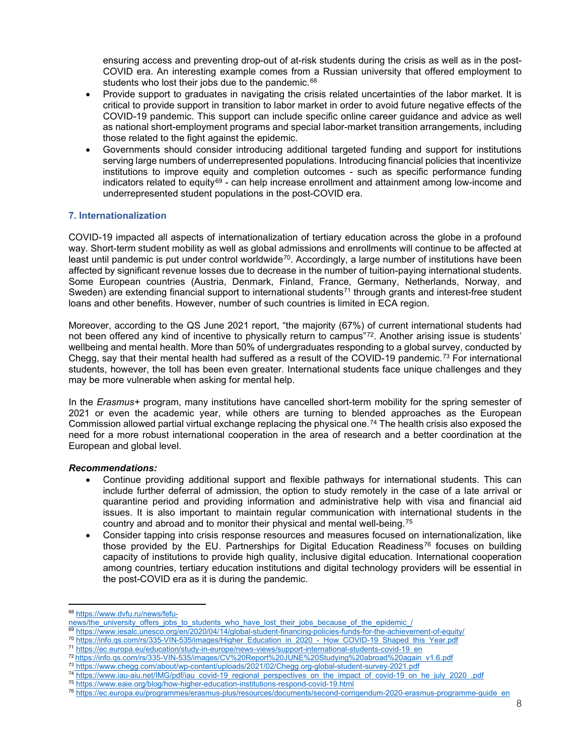ensuring access and preventing drop-out of at-risk students during the crisis as well as in the post-COVID era. An interesting example comes from a Russian university that offered employment to students who lost their jobs due to the pandemic.[68]

- Provide support to graduates in navigating the crisis related uncertainties of the labor market. It is critical to provide support in transition to labor market in order to avoid future negative effects of the COVID-19 pandemic. This support can include specific online career guidance and advice as well as national short-employment programs and special labor-market transition arrangements, including those related to the fight against the epidemic.
- Governments should consider introducing additional targeted funding and support for institutions serving large numbers of underrepresented populations. Introducing financial policies that incentivize institutions to improve equity and completion outcomes - such as specific performance funding indicators related to equity[69] - can help increase enrollment and attainment among low-income and underrepresented student populations in the post-COVID era.

### 7. Internationalization

COVID-19 impacted all aspects of internationalization of tertiary education across the globe in a profound way. Short-term student mobility as well as global admissions and enrollments will continue to be affected at least until pandemic is put under control worldwide[70]. Accordingly, a large number of institutions have been affected by significant revenue losses due to decrease in the number of tuition-paying international students. Some European countries (Austria, Denmark, Finland, France, Germany, Netherlands, Norway, and Sweden) are extending financial support to international students[71] through grants and interest-free student loans and other benefits. However, number of such countries is limited in ECA region.

Moreover, according to the QS June 2021 report, "the majority (67%) of current international students had not been offered any kind of incentive to physically return to campus"[72]. Another arising issue is students' wellbeing and mental health. More than 50% of undergraduates responding to a global survey, conducted by Chegg, say that their mental health had suffered as a result of the COVID-19 pandemic.[73] For international students, however, the toll has been even greater. International students face unique challenges and they may be more vulnerable when asking for mental help.

In the *Erasmus+* program, many institutions have cancelled short-term mobility for the spring semester of 2021 or even the academic year, while others are turning to blended approaches as the European Commission allowed partial virtual exchange replacing the physical one.[74] The health crisis also exposed the need for a more robust international cooperation in the area of research and a better coordination at the European and global level.

***Recommendations:***

- Continue providing additional support and flexible pathways for international students. This can include further deferral of admission, the option to study remotely in the case of a late arrival or quarantine period and providing information and administrative help with visa and financial aid issues. It is also important to maintain regular communication with international students in the country and abroad and to monitor their physical and mental well-being.[75]
- Consider tapping into crisis response resources and measures focused on internationalization, like those provided by the EU. Partnerships for Digital Education Readiness[76] focuses on building capacity of institutions to provide high quality, inclusive digital education. International cooperation among countries, tertiary education institutions and digital technology providers will be essential in the post-COVID era as it is during the pandemic.

---

[68] https://www.dvfu.ru/news/fefu-news/the_university_offers_jobs_to_students_who_have_lost_their_jobs_because_of_the_epidemic_/
[69] https://www.iesalc.unesco.org/en/2020/04/14/global-student-financing-policies-funds-for-the-achievement-of-equity/
[70] https://info.qs.com/rs/335-VIN-535/images/Higher_Education_in_2020_-_How_COVID-19_Shaped_this_Year.pdf
[71] https://ec.europa.eu/education/study-in-europe/news-views/support-international-students-covid-19_en
[72] https://info.qs.com/rs/335-VIN-535/images/CV%20Report%20JUNE%20Studying%20abroad%20again_v1.6.pdf
[73] https://www.chegg.com/about/wp-content/uploads/2021/02/Chegg.org-global-student-survey-2021.pdf
[74] https://www.iau-aiu.net/IMG/pdf/iau_covid-19_regional_perspectives_on_the_impact_of_covid-19_on_he_july_2020_.pdf
[75] https://www.eaie.org/blog/how-higher-education-institutions-respond-covid-19.html
[76] https://ec.europa.eu/programmes/erasmus-plus/resources/documents/second-corrigendum-2020-erasmus-programme-guide_en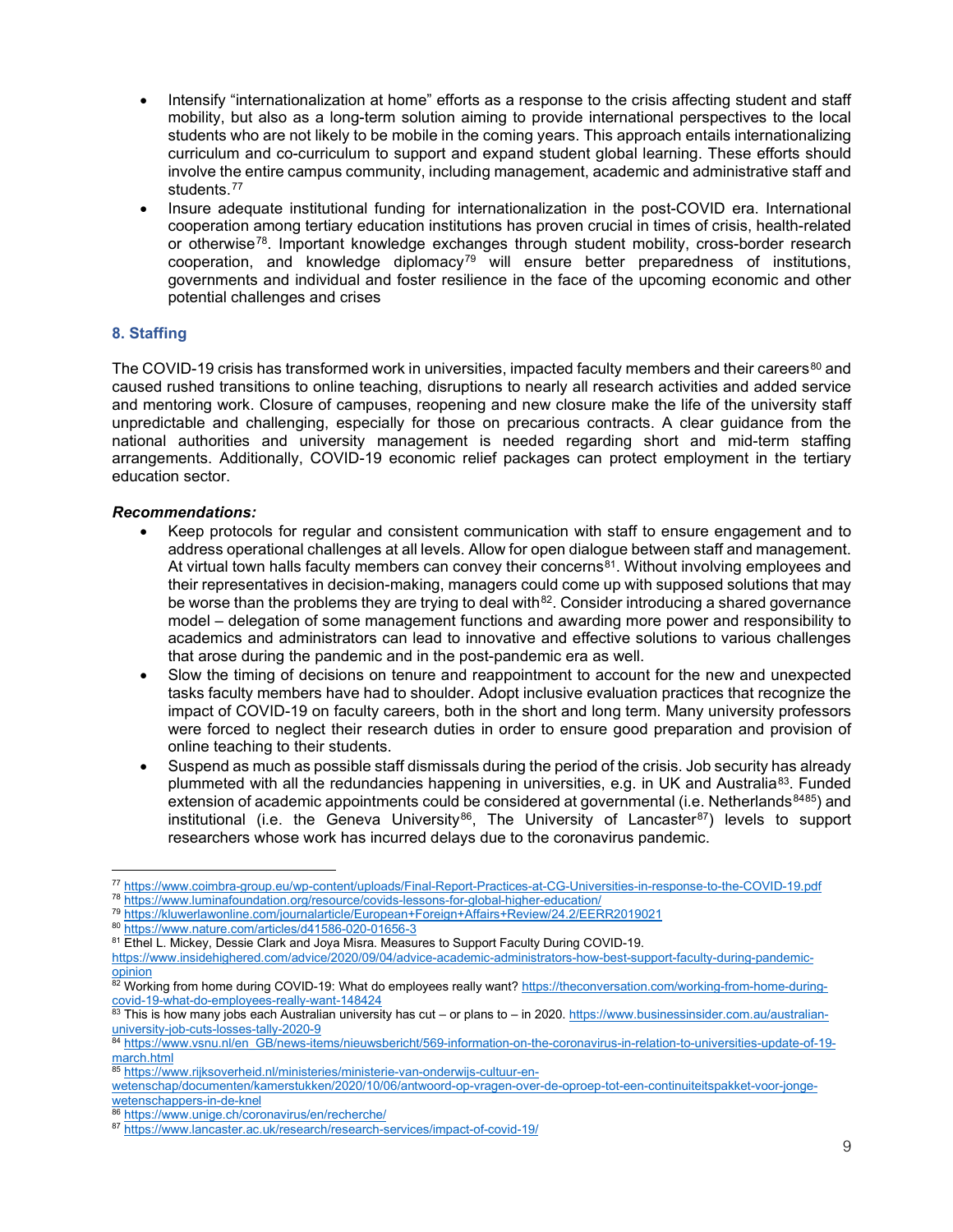- Intensify "internationalization at home" efforts as a response to the crisis affecting student and staff mobility, but also as a long-term solution aiming to provide international perspectives to the local students who are not likely to be mobile in the coming years. This approach entails internationalizing curriculum and co-curriculum to support and expand student global learning. These efforts should involve the entire campus community, including management, academic and administrative staff and students.[77]
- Insure adequate institutional funding for internationalization in the post-COVID era. International cooperation among tertiary education institutions has proven crucial in times of crisis, health-related or otherwise[78]. Important knowledge exchanges through student mobility, cross-border research cooperation, and knowledge diplomacy[79] will ensure better preparedness of institutions, governments and individual and foster resilience in the face of the upcoming economic and other potential challenges and crises

### 8. Staffing

The COVID-19 crisis has transformed work in universities, impacted faculty members and their careers[80] and caused rushed transitions to online teaching, disruptions to nearly all research activities and added service and mentoring work. Closure of campuses, reopening and new closure make the life of the university staff unpredictable and challenging, especially for those on precarious contracts. A clear guidance from the national authorities and university management is needed regarding short and mid-term staffing arrangements. Additionally, COVID-19 economic relief packages can protect employment in the tertiary education sector.

***Recommendations:***

- Keep protocols for regular and consistent communication with staff to ensure engagement and to address operational challenges at all levels. Allow for open dialogue between staff and management. At virtual town halls faculty members can convey their concerns[81]. Without involving employees and their representatives in decision-making, managers could come up with supposed solutions that may be worse than the problems they are trying to deal with[82]. Consider introducing a shared governance model – delegation of some management functions and awarding more power and responsibility to academics and administrators can lead to innovative and effective solutions to various challenges that arose during the pandemic and in the post-pandemic era as well.
- Slow the timing of decisions on tenure and reappointment to account for the new and unexpected tasks faculty members have had to shoulder. Adopt inclusive evaluation practices that recognize the impact of COVID-19 on faculty careers, both in the short and long term. Many university professors were forced to neglect their research duties in order to ensure good preparation and provision of online teaching to their students.
- Suspend as much as possible staff dismissals during the period of the crisis. Job security has already plummeted with all the redundancies happening in universities, e.g. in UK and Australia[83]. Funded extension of academic appointments could be considered at governmental (i.e. Netherlands[84][85]) and institutional (i.e. the Geneva University[86], The University of Lancaster[87]) levels to support researchers whose work has incurred delays due to the coronavirus pandemic.

---

[77] https://www.coimbra-group.eu/wp-content/uploads/Final-Report-Practices-at-CG-Universities-in-response-to-the-COVID-19.pdf
[78] https://www.luminafoundation.org/resource/covids-lessons-for-global-higher-education/
[79] https://kluwerlawonline.com/journalarticle/European+Foreign+Affairs+Review/24.2/EERR2019021
[80] https://www.nature.com/articles/d41586-020-01656-3
[81] Ethel L. Mickey, Dessie Clark and Joya Misra. Measures to Support Faculty During COVID-19. https://www.insidehighered.com/advice/2020/09/04/advice-academic-administrators-how-best-support-faculty-during-pandemic-opinion
[82] Working from home during COVID-19: What do employees really want? https://theconversation.com/working-from-home-during-covid-19-what-do-employees-really-want-148424
[83] This is how many jobs each Australian university has cut – or plans to – in 2020. https://www.businessinsider.com.au/australian-university-job-cuts-losses-tally-2020-9
[84] https://www.vsnu.nl/en_GB/news-items/nieuwsbericht/569-information-on-the-coronavirus-in-relation-to-universities-update-of-19-march.html
[85] https://www.rijksoverheid.nl/ministeries/ministerie-van-onderwijs-cultuur-en-wetenschap/documenten/kamerstukken/2020/10/06/antwoord-op-vragen-over-de-oproep-tot-een-continuiteitspakket-voor-jonge-wetenschappers-in-de-knel
[86] https://www.unige.ch/coronavirus/en/recherche/
[87] https://www.lancaster.ac.uk/research/research-services/impact-of-covid-19/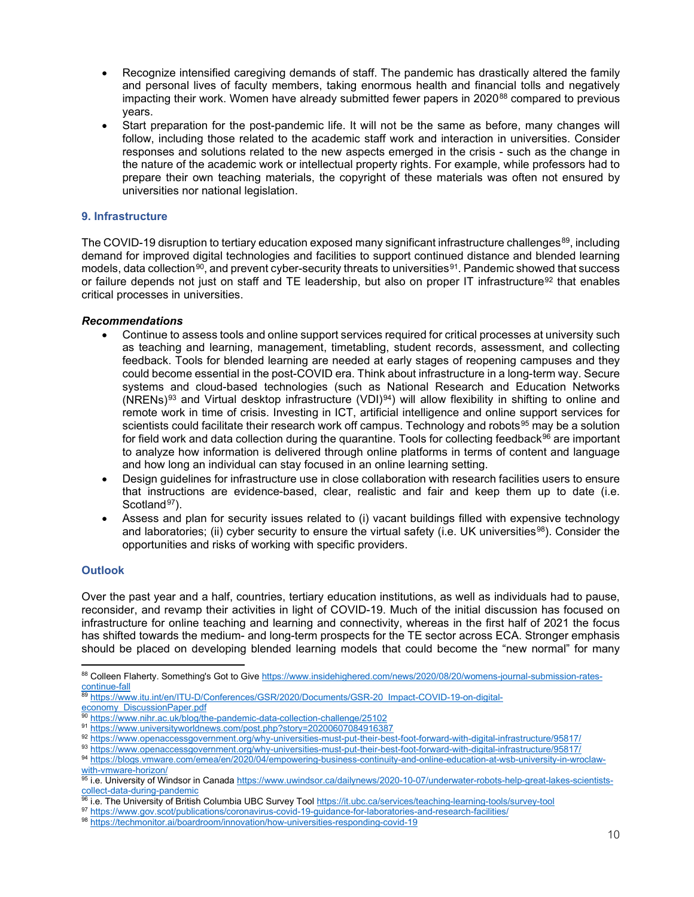- Recognize intensified caregiving demands of staff. The pandemic has drastically altered the family and personal lives of faculty members, taking enormous health and financial tolls and negatively impacting their work. Women have already submitted fewer papers in 2020[88] compared to previous years.
- Start preparation for the post-pandemic life. It will not be the same as before, many changes will follow, including those related to the academic staff work and interaction in universities. Consider responses and solutions related to the new aspects emerged in the crisis - such as the change in the nature of the academic work or intellectual property rights. For example, while professors had to prepare their own teaching materials, the copyright of these materials was often not ensured by universities nor national legislation.

## 9. Infrastructure

The COVID-19 disruption to tertiary education exposed many significant infrastructure challenges[89], including demand for improved digital technologies and facilities to support continued distance and blended learning models, data collection[90], and prevent cyber-security threats to universities[91]. Pandemic showed that success or failure depends not just on staff and TE leadership, but also on proper IT infrastructure[92] that enables critical processes in universities.

***Recommendations***

- Continue to assess tools and online support services required for critical processes at university such as teaching and learning, management, timetabling, student records, assessment, and collecting feedback. Tools for blended learning are needed at early stages of reopening campuses and they could become essential in the post-COVID era. Think about infrastructure in a long-term way. Secure systems and cloud-based technologies (such as National Research and Education Networks (NRENs)[93] and Virtual desktop infrastructure (VDI)[94]) will allow flexibility in shifting to online and remote work in time of crisis. Investing in ICT, artificial intelligence and online support services for scientists could facilitate their research work off campus. Technology and robots[95] may be a solution for field work and data collection during the quarantine. Tools for collecting feedback[96] are important to analyze how information is delivered through online platforms in terms of content and language and how long an individual can stay focused in an online learning setting.
- Design guidelines for infrastructure use in close collaboration with research facilities users to ensure that instructions are evidence-based, clear, realistic and fair and keep them up to date (i.e. Scotland[97]).
- Assess and plan for security issues related to (i) vacant buildings filled with expensive technology and laboratories; (ii) cyber security to ensure the virtual safety (i.e. UK universities[98]). Consider the opportunities and risks of working with specific providers.

## Outlook

Over the past year and a half, countries, tertiary education institutions, as well as individuals had to pause, reconsider, and revamp their activities in light of COVID-19. Much of the initial discussion has focused on infrastructure for online teaching and learning and connectivity, whereas in the first half of 2021 the focus has shifted towards the medium- and long-term prospects for the TE sector across ECA. Stronger emphasis should be placed on developing blended learning models that could become the "new normal" for many

---

[88] Colleen Flaherty. Something's Got to Give https://www.insidehighered.com/news/2020/08/20/womens-journal-submission-rates-continue-fall

[89] https://www.itu.int/en/ITU-D/Conferences/GSR/2020/Documents/GSR-20_Impact-COVID-19-on-digital-economy_DiscussionPaper.pdf

[90] https://www.nihr.ac.uk/blog/the-pandemic-data-collection-challenge/25102

[91] https://www.universityworldnews.com/post.php?story=20200607084916387

[92] https://www.openaccessgovernment.org/why-universities-must-put-their-best-foot-forward-with-digital-infrastructure/95817/

[93] https://www.openaccessgovernment.org/why-universities-must-put-their-best-foot-forward-with-digital-infrastructure/95817/

[94] https://blogs.vmware.com/emea/en/2020/04/empowering-business-continuity-and-online-education-at-wsb-university-in-wroclaw-with-vmware-horizon/

[95] i.e. University of Windsor in Canada https://www.uwindsor.ca/dailynews/2020-10-07/underwater-robots-help-great-lakes-scientists-collect-data-during-pandemic

[96] i.e. The University of British Columbia UBC Survey Tool https://it.ubc.ca/services/teaching-learning-tools/survey-tool

[97] https://www.gov.scot/publications/coronavirus-covid-19-guidance-for-laboratories-and-research-facilities/

[98] https://techmonitor.ai/boardroom/innovation/how-universities-responding-covid-19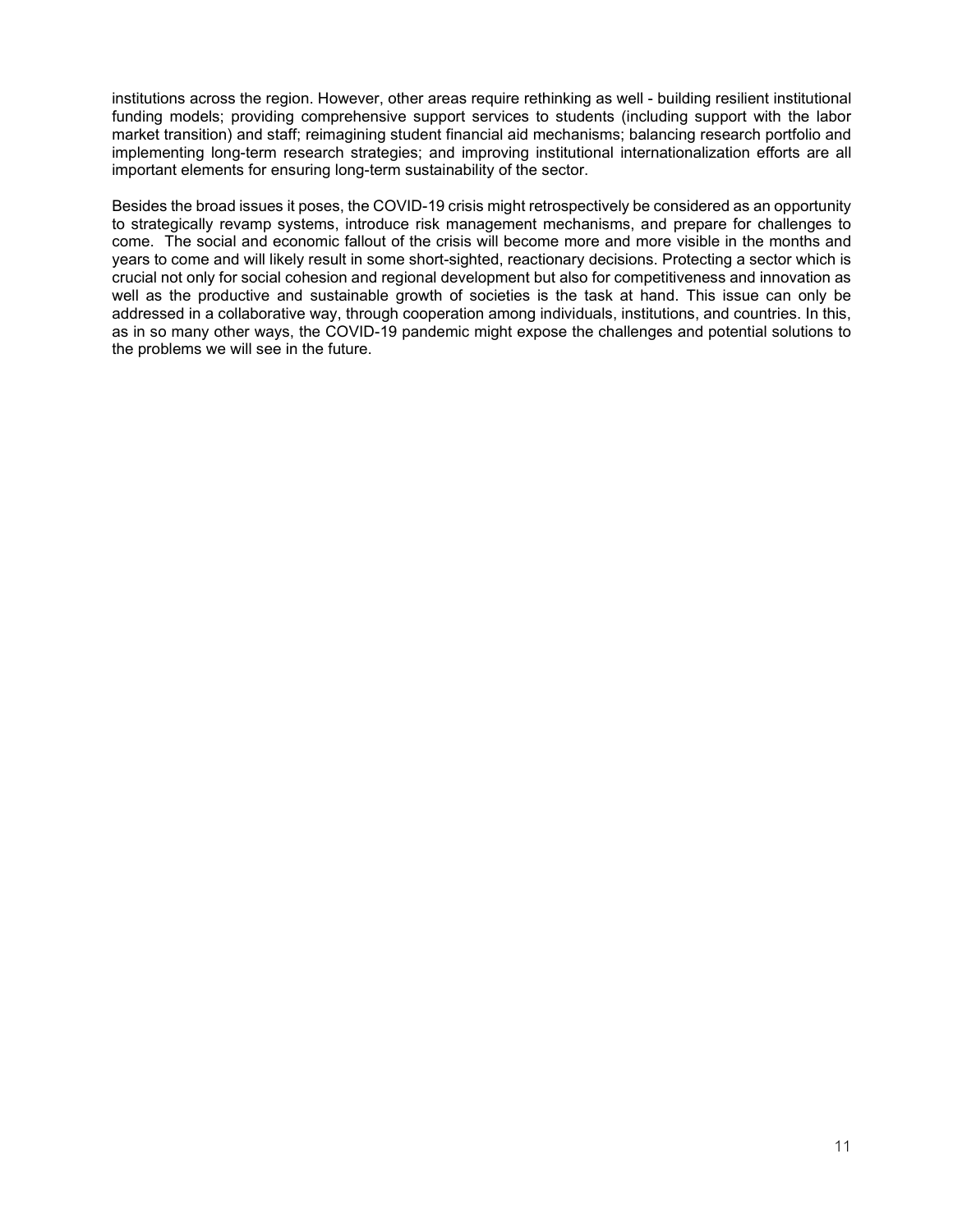institutions across the region. However, other areas require rethinking as well - building resilient institutional funding models; providing comprehensive support services to students (including support with the labor market transition) and staff; reimagining student financial aid mechanisms; balancing research portfolio and implementing long-term research strategies; and improving institutional internationalization efforts are all important elements for ensuring long-term sustainability of the sector.

Besides the broad issues it poses, the COVID-19 crisis might retrospectively be considered as an opportunity to strategically revamp systems, introduce risk management mechanisms, and prepare for challenges to come. The social and economic fallout of the crisis will become more and more visible in the months and years to come and will likely result in some short-sighted, reactionary decisions. Protecting a sector which is crucial not only for social cohesion and regional development but also for competitiveness and innovation as well as the productive and sustainable growth of societies is the task at hand. This issue can only be addressed in a collaborative way, through cooperation among individuals, institutions, and countries. In this, as in so many other ways, the COVID-19 pandemic might expose the challenges and potential solutions to the problems we will see in the future.